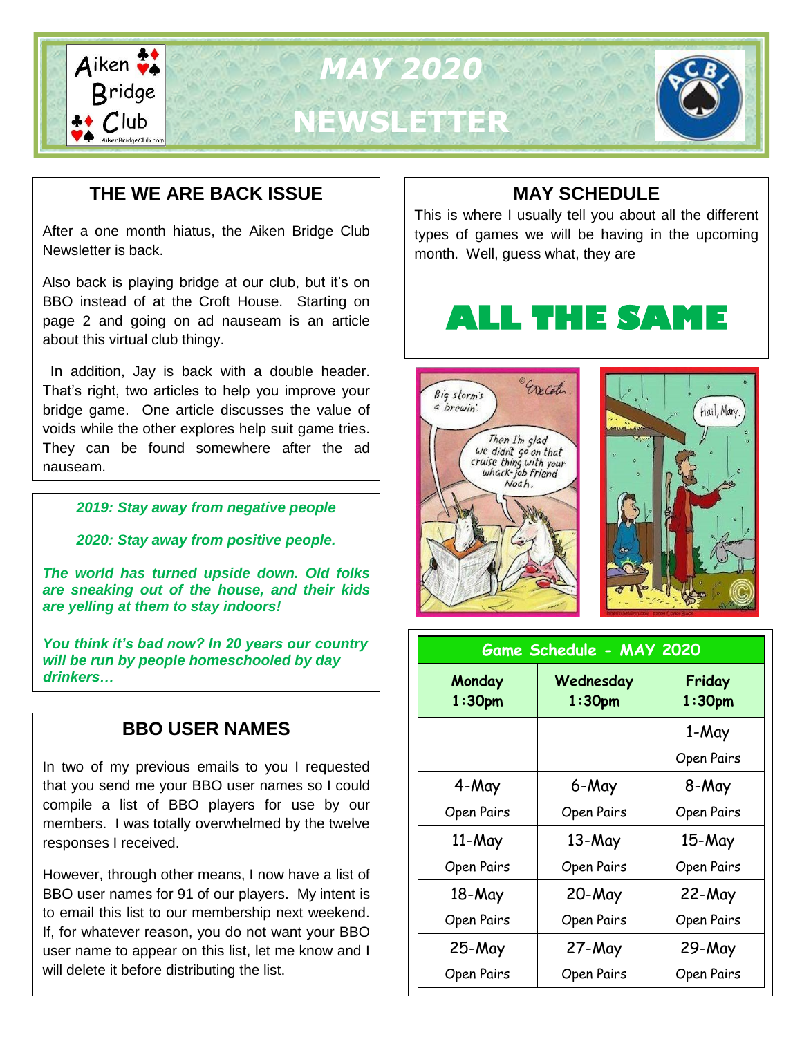# MAY 2020 NEWSLETTER

## THE WE ARE BACK ISSUE

After a one month hiatus, the Aiken Bridge Club Newsletter is back.

Also back is playing bridge at our club, but it's on BBO instead of at the Croft House. Starting on page 2 and going on ad nauseam is an article about this virtual club thingy.

In addition, Jay is back with a double header. That's right, two articles to help you improve your bridge game. One article discusses the value of voids while the other explores help suit game tries. They can be found somewhere after the ad nauseam.

***2019: Stay away from negative people***

***2020: Stay away from positive people.***

***The world has turned upside down. Old folks are sneaking out of the house, and their kids are yelling at them to stay indoors!***

***You think it's bad now? In 20 years our country will be run by people homeschooled by day drinkers…***

## BBO USER NAMES

In two of my previous emails to you I requested that you send me your BBO user names so I could compile a list of BBO players for use by our members. I was totally overwhelmed by the twelve responses I received.

However, through other means, I now have a list of BBO user names for 91 of our players. My intent is to email this list to our membership next weekend. If, for whatever reason, you do not want your BBO user name to appear on this list, let me know and I will delete it before distributing the list.

## MAY SCHEDULE

This is where I usually tell you about all the different types of games we will be having in the upcoming month. Well, guess what, they are

# ALL THE SAME

**Game Schedule - MAY 2020**

| Monday 1:30pm | Wednesday 1:30pm | Friday 1:30pm |
|---|---|---|
| | | 1-May Open Pairs |
| 4-May Open Pairs | 6-May Open Pairs | 8-May Open Pairs |
| 11-May Open Pairs | 13-May Open Pairs | 15-May Open Pairs |
| 18-May Open Pairs | 20-May Open Pairs | 22-May Open Pairs |
| 25-May Open Pairs | 27-May Open Pairs | 29-May Open Pairs |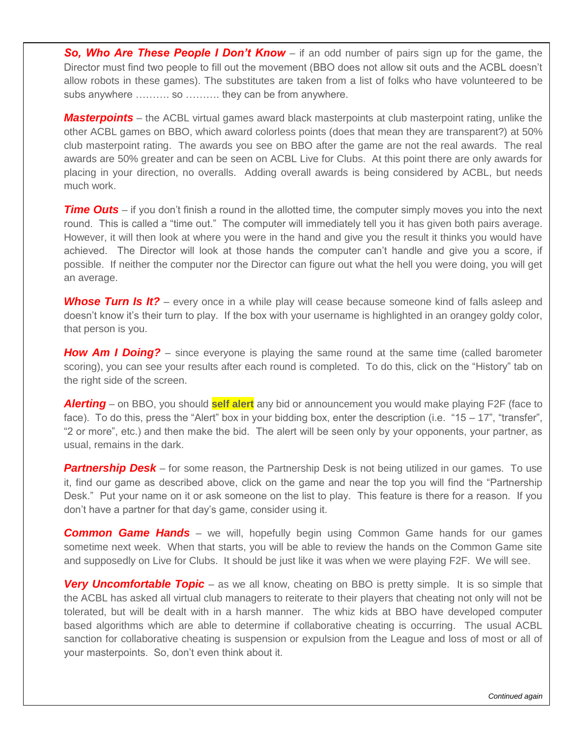***So, Who Are These People I Don't Know*** – if an odd number of pairs sign up for the game, the Director must find two people to fill out the movement (BBO does not allow sit outs and the ACBL doesn't allow robots in these games). The substitutes are taken from a list of folks who have volunteered to be subs anywhere ………. so ………. they can be from anywhere.

***Masterpoints*** – the ACBL virtual games award black masterpoints at club masterpoint rating, unlike the other ACBL games on BBO, which award colorless points (does that mean they are transparent?) at 50% club masterpoint rating. The awards you see on BBO after the game are not the real awards. The real awards are 50% greater and can be seen on ACBL Live for Clubs. At this point there are only awards for placing in your direction, no overalls. Adding overall awards is being considered by ACBL, but needs much work.

***Time Outs*** – if you don't finish a round in the allotted time, the computer simply moves you into the next round. This is called a "time out." The computer will immediately tell you it has given both pairs average. However, it will then look at where you were in the hand and give you the result it thinks you would have achieved. The Director will look at those hands the computer can't handle and give you a score, if possible. If neither the computer nor the Director can figure out what the hell you were doing, you will get an average.

***Whose Turn Is It?*** – every once in a while play will cease because someone kind of falls asleep and doesn't know it's their turn to play. If the box with your username is highlighted in an orangey goldy color, that person is you.

***How Am I Doing?*** – since everyone is playing the same round at the same time (called barometer scoring), you can see your results after each round is completed. To do this, click on the "History" tab on the right side of the screen.

***Alerting*** – on BBO, you should **self alert** any bid or announcement you would make playing F2F (face to face). To do this, press the "Alert" box in your bidding box, enter the description (i.e. "15 – 17", "transfer", "2 or more", etc.) and then make the bid. The alert will be seen only by your opponents, your partner, as usual, remains in the dark.

***Partnership Desk*** – for some reason, the Partnership Desk is not being utilized in our games. To use it, find our game as described above, click on the game and near the top you will find the "Partnership Desk." Put your name on it or ask someone on the list to play. This feature is there for a reason. If you don't have a partner for that day's game, consider using it.

***Common Game Hands*** – we will, hopefully begin using Common Game hands for our games sometime next week. When that starts, you will be able to review the hands on the Common Game site and supposedly on Live for Clubs. It should be just like it was when we were playing F2F. We will see.

***Very Uncomfortable Topic*** – as we all know, cheating on BBO is pretty simple. It is so simple that the ACBL has asked all virtual club managers to reiterate to their players that cheating not only will not be tolerated, but will be dealt with in a harsh manner. The whiz kids at BBO have developed computer based algorithms which are able to determine if collaborative cheating is occurring. The usual ACBL sanction for collaborative cheating is suspension or expulsion from the League and loss of most or all of your masterpoints. So, don't even think about it.

*Continued again*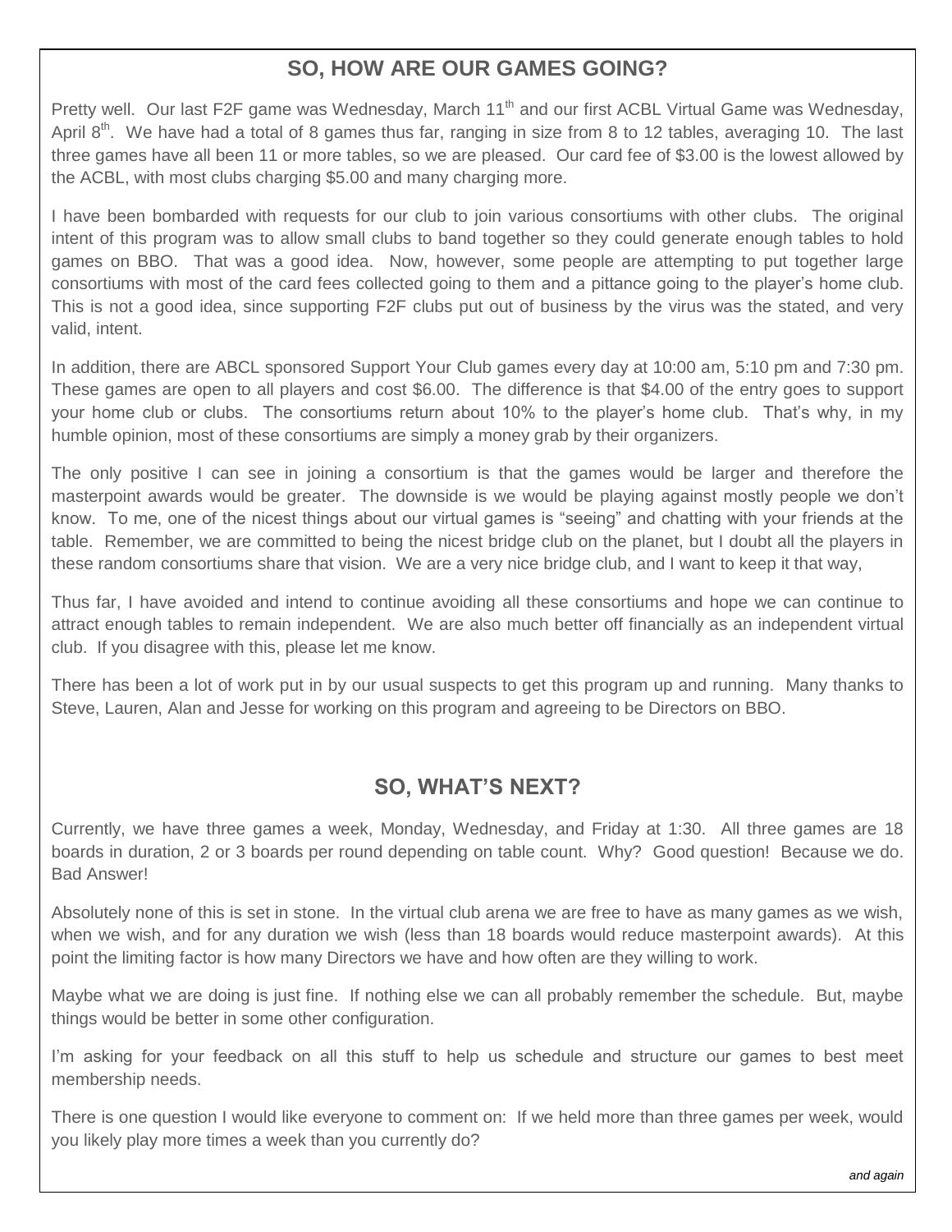## SO, HOW ARE OUR GAMES GOING?

Pretty well. Our last F2F game was Wednesday, March 11th and our first ACBL Virtual Game was Wednesday, April 8th. We have had a total of 8 games thus far, ranging in size from 8 to 12 tables, averaging 10. The last three games have all been 11 or more tables, so we are pleased. Our card fee of $3.00 is the lowest allowed by the ACBL, with most clubs charging $5.00 and many charging more.

I have been bombarded with requests for our club to join various consortiums with other clubs. The original intent of this program was to allow small clubs to band together so they could generate enough tables to hold games on BBO. That was a good idea. Now, however, some people are attempting to put together large consortiums with most of the card fees collected going to them and a pittance going to the player's home club. This is not a good idea, since supporting F2F clubs put out of business by the virus was the stated, and very valid, intent.

In addition, there are ABCL sponsored Support Your Club games every day at 10:00 am, 5:10 pm and 7:30 pm. These games are open to all players and cost $6.00. The difference is that $4.00 of the entry goes to support your home club or clubs. The consortiums return about 10% to the player's home club. That's why, in my humble opinion, most of these consortiums are simply a money grab by their organizers.

The only positive I can see in joining a consortium is that the games would be larger and therefore the masterpoint awards would be greater. The downside is we would be playing against mostly people we don't know. To me, one of the nicest things about our virtual games is "seeing" and chatting with your friends at the table. Remember, we are committed to being the nicest bridge club on the planet, but I doubt all the players in these random consortiums share that vision. We are a very nice bridge club, and I want to keep it that way,

Thus far, I have avoided and intend to continue avoiding all these consortiums and hope we can continue to attract enough tables to remain independent. We are also much better off financially as an independent virtual club. If you disagree with this, please let me know.

There has been a lot of work put in by our usual suspects to get this program up and running. Many thanks to Steve, Lauren, Alan and Jesse for working on this program and agreeing to be Directors on BBO.

## SO, WHAT'S NEXT?

Currently, we have three games a week, Monday, Wednesday, and Friday at 1:30. All three games are 18 boards in duration, 2 or 3 boards per round depending on table count. Why? Good question! Because we do. Bad Answer!

Absolutely none of this is set in stone. In the virtual club arena we are free to have as many games as we wish, when we wish, and for any duration we wish (less than 18 boards would reduce masterpoint awards). At this point the limiting factor is how many Directors we have and how often are they willing to work.

Maybe what we are doing is just fine. If nothing else we can all probably remember the schedule. But, maybe things would be better in some other configuration.

I'm asking for your feedback on all this stuff to help us schedule and structure our games to best meet membership needs.

There is one question I would like everyone to comment on: If we held more than three games per week, would you likely play more times a week than you currently do?

*and again*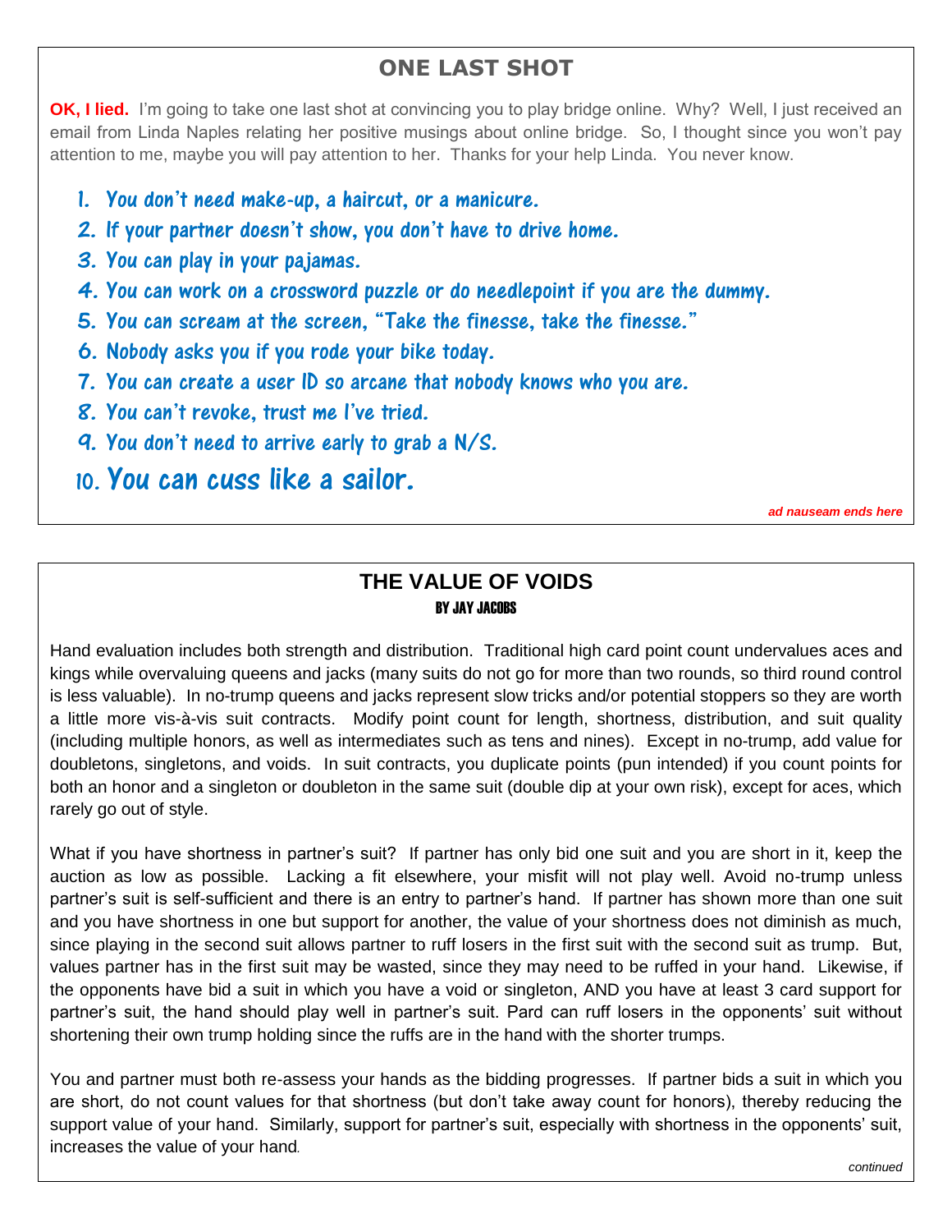## ONE LAST SHOT

**OK, I lied.** I'm going to take one last shot at convincing you to play bridge online. Why? Well, I just received an email from Linda Naples relating her positive musings about online bridge. So, I thought since you won't pay attention to me, maybe you will pay attention to her. Thanks for your help Linda. You never know.

1. You don't need make-up, a haircut, or a manicure.
2. If your partner doesn't show, you don't have to drive home.
3. You can play in your pajamas.
4. You can work on a crossword puzzle or do needlepoint if you are the dummy.
5. You can scream at the screen, "Take the finesse, take the finesse."
6. Nobody asks you if you rode your bike today.
7. You can create a user ID so arcane that nobody knows who you are.
8. You can't revoke, trust me I've tried.
9. You don't need to arrive early to grab a N/S.
10. You can cuss like a sailor.

***ad nauseam ends here***

## THE VALUE OF VOIDS

**BY JAY JACOBS**

Hand evaluation includes both strength and distribution. Traditional high card point count undervalues aces and kings while overvaluing queens and jacks (many suits do not go for more than two rounds, so third round control is less valuable). In no-trump queens and jacks represent slow tricks and/or potential stoppers so they are worth a little more vis-à-vis suit contracts. Modify point count for length, shortness, distribution, and suit quality (including multiple honors, as well as intermediates such as tens and nines). Except in no-trump, add value for doubletons, singletons, and voids. In suit contracts, you duplicate points (pun intended) if you count points for both an honor and a singleton or doubleton in the same suit (double dip at your own risk), except for aces, which rarely go out of style.

What if you have shortness in partner's suit? If partner has only bid one suit and you are short in it, keep the auction as low as possible. Lacking a fit elsewhere, your misfit will not play well. Avoid no-trump unless partner's suit is self-sufficient and there is an entry to partner's hand. If partner has shown more than one suit and you have shortness in one but support for another, the value of your shortness does not diminish as much, since playing in the second suit allows partner to ruff losers in the first suit with the second suit as trump. But, values partner has in the first suit may be wasted, since they may need to be ruffed in your hand. Likewise, if the opponents have bid a suit in which you have a void or singleton, AND you have at least 3 card support for partner's suit, the hand should play well in partner's suit. Pard can ruff losers in the opponents' suit without shortening their own trump holding since the ruffs are in the hand with the shorter trumps.

You and partner must both re-assess your hands as the bidding progresses. If partner bids a suit in which you are short, do not count values for that shortness (but don't take away count for honors), thereby reducing the support value of your hand. Similarly, support for partner's suit, especially with shortness in the opponents' suit, increases the value of your hand.

*continued*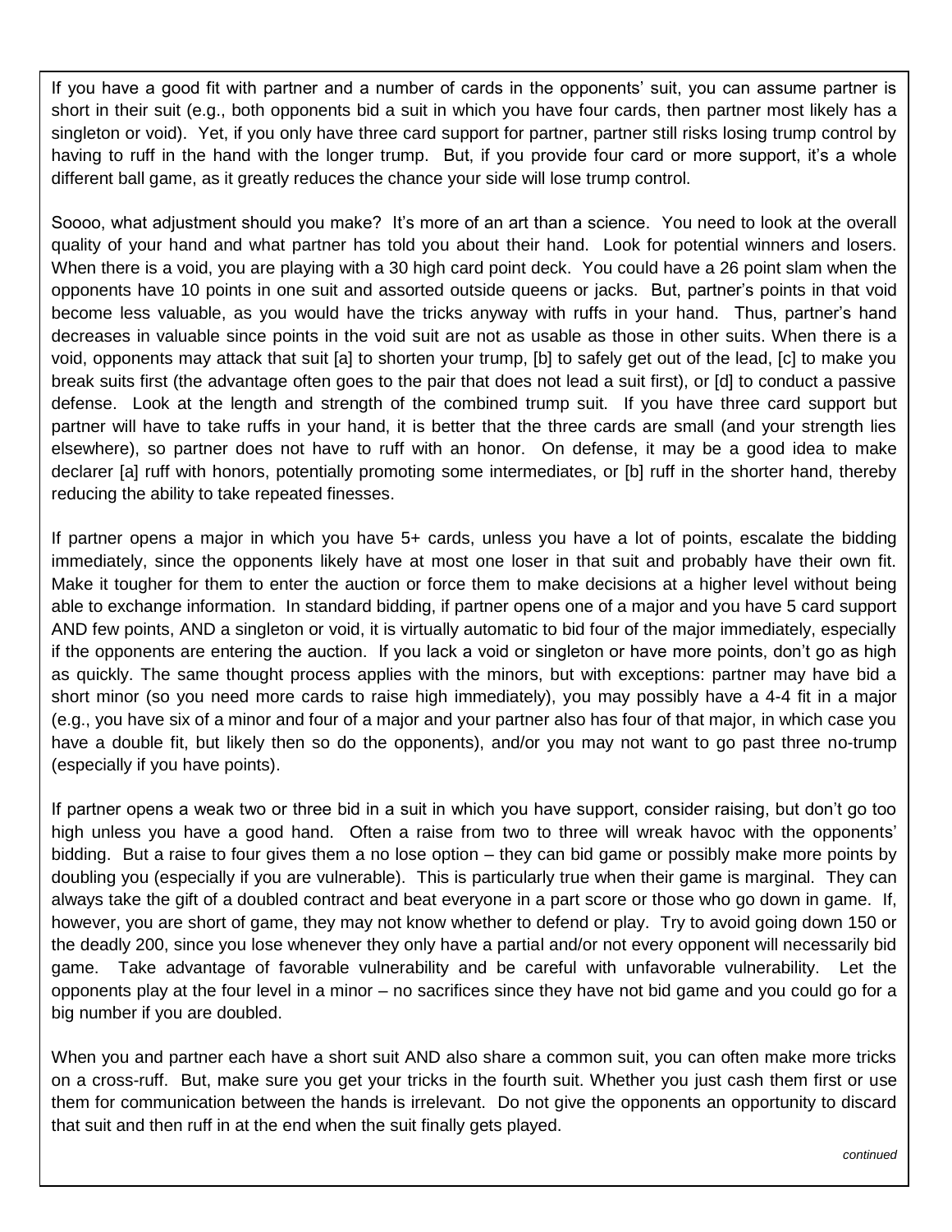If you have a good fit with partner and a number of cards in the opponents' suit, you can assume partner is short in their suit (e.g., both opponents bid a suit in which you have four cards, then partner most likely has a singleton or void). Yet, if you only have three card support for partner, partner still risks losing trump control by having to ruff in the hand with the longer trump. But, if you provide four card or more support, it's a whole different ball game, as it greatly reduces the chance your side will lose trump control.

Soooo, what adjustment should you make? It's more of an art than a science. You need to look at the overall quality of your hand and what partner has told you about their hand. Look for potential winners and losers. When there is a void, you are playing with a 30 high card point deck. You could have a 26 point slam when the opponents have 10 points in one suit and assorted outside queens or jacks. But, partner's points in that void become less valuable, as you would have the tricks anyway with ruffs in your hand. Thus, partner's hand decreases in valuable since points in the void suit are not as usable as those in other suits. When there is a void, opponents may attack that suit [a] to shorten your trump, [b] to safely get out of the lead, [c] to make you break suits first (the advantage often goes to the pair that does not lead a suit first), or [d] to conduct a passive defense. Look at the length and strength of the combined trump suit. If you have three card support but partner will have to take ruffs in your hand, it is better that the three cards are small (and your strength lies elsewhere), so partner does not have to ruff with an honor. On defense, it may be a good idea to make declarer [a] ruff with honors, potentially promoting some intermediates, or [b] ruff in the shorter hand, thereby reducing the ability to take repeated finesses.

If partner opens a major in which you have 5+ cards, unless you have a lot of points, escalate the bidding immediately, since the opponents likely have at most one loser in that suit and probably have their own fit. Make it tougher for them to enter the auction or force them to make decisions at a higher level without being able to exchange information. In standard bidding, if partner opens one of a major and you have 5 card support AND few points, AND a singleton or void, it is virtually automatic to bid four of the major immediately, especially if the opponents are entering the auction. If you lack a void or singleton or have more points, don't go as high as quickly. The same thought process applies with the minors, but with exceptions: partner may have bid a short minor (so you need more cards to raise high immediately), you may possibly have a 4-4 fit in a major (e.g., you have six of a minor and four of a major and your partner also has four of that major, in which case you have a double fit, but likely then so do the opponents), and/or you may not want to go past three no-trump (especially if you have points).

If partner opens a weak two or three bid in a suit in which you have support, consider raising, but don't go too high unless you have a good hand. Often a raise from two to three will wreak havoc with the opponents' bidding. But a raise to four gives them a no lose option – they can bid game or possibly make more points by doubling you (especially if you are vulnerable). This is particularly true when their game is marginal. They can always take the gift of a doubled contract and beat everyone in a part score or those who go down in game. If, however, you are short of game, they may not know whether to defend or play. Try to avoid going down 150 or the deadly 200, since you lose whenever they only have a partial and/or not every opponent will necessarily bid game. Take advantage of favorable vulnerability and be careful with unfavorable vulnerability. Let the opponents play at the four level in a minor – no sacrifices since they have not bid game and you could go for a big number if you are doubled.

When you and partner each have a short suit AND also share a common suit, you can often make more tricks on a cross-ruff. But, make sure you get your tricks in the fourth suit. Whether you just cash them first or use them for communication between the hands is irrelevant. Do not give the opponents an opportunity to discard that suit and then ruff in at the end when the suit finally gets played.

*continued*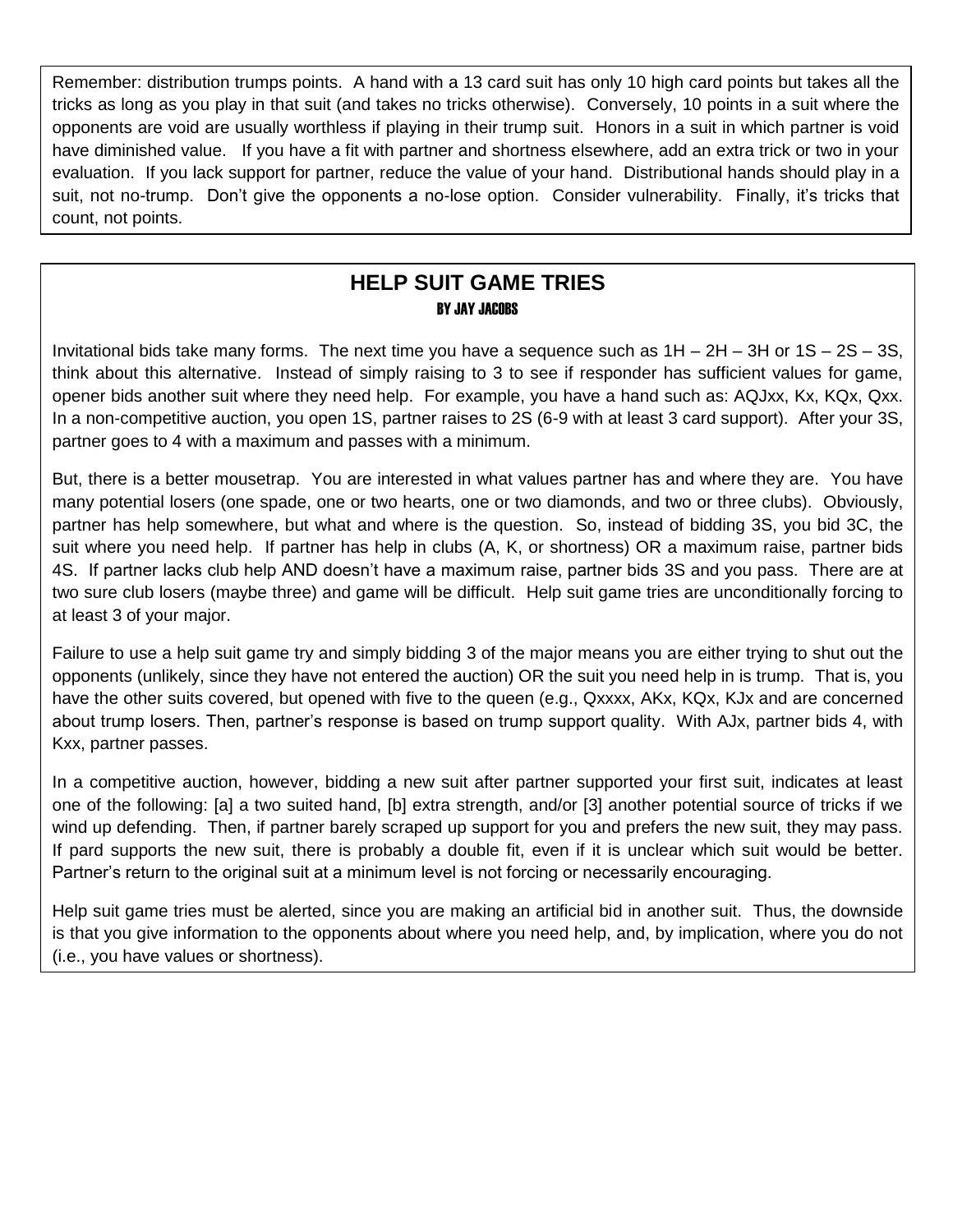Remember: distribution trumps points. A hand with a 13 card suit has only 10 high card points but takes all the tricks as long as you play in that suit (and takes no tricks otherwise). Conversely, 10 points in a suit where the opponents are void are usually worthless if playing in their trump suit. Honors in a suit in which partner is void have diminished value. If you have a fit with partner and shortness elsewhere, add an extra trick or two in your evaluation. If you lack support for partner, reduce the value of your hand. Distributional hands should play in a suit, not no-trump. Don't give the opponents a no-lose option. Consider vulnerability. Finally, it's tricks that count, not points.

## HELP SUIT GAME TRIES

**BY JAY JACOBS**

Invitational bids take many forms. The next time you have a sequence such as 1H – 2H – 3H or 1S – 2S – 3S, think about this alternative. Instead of simply raising to 3 to see if responder has sufficient values for game, opener bids another suit where they need help. For example, you have a hand such as: AQJxx, Kx, KQx, Qxx. In a non-competitive auction, you open 1S, partner raises to 2S (6-9 with at least 3 card support). After your 3S, partner goes to 4 with a maximum and passes with a minimum.

But, there is a better mousetrap. You are interested in what values partner has and where they are. You have many potential losers (one spade, one or two hearts, one or two diamonds, and two or three clubs). Obviously, partner has help somewhere, but what and where is the question. So, instead of bidding 3S, you bid 3C, the suit where you need help. If partner has help in clubs (A, K, or shortness) OR a maximum raise, partner bids 4S. If partner lacks club help AND doesn't have a maximum raise, partner bids 3S and you pass. There are at two sure club losers (maybe three) and game will be difficult. Help suit game tries are unconditionally forcing to at least 3 of your major.

Failure to use a help suit game try and simply bidding 3 of the major means you are either trying to shut out the opponents (unlikely, since they have not entered the auction) OR the suit you need help in is trump. That is, you have the other suits covered, but opened with five to the queen (e.g., Qxxxx, AKx, KQx, KJx and are concerned about trump losers. Then, partner's response is based on trump support quality. With AJx, partner bids 4, with Kxx, partner passes.

In a competitive auction, however, bidding a new suit after partner supported your first suit, indicates at least one of the following: [a] a two suited hand, [b] extra strength, and/or [3] another potential source of tricks if we wind up defending. Then, if partner barely scraped up support for you and prefers the new suit, they may pass. If pard supports the new suit, there is probably a double fit, even if it is unclear which suit would be better. Partner's return to the original suit at a minimum level is not forcing or necessarily encouraging.

Help suit game tries must be alerted, since you are making an artificial bid in another suit. Thus, the downside is that you give information to the opponents about where you need help, and, by implication, where you do not (i.e., you have values or shortness).